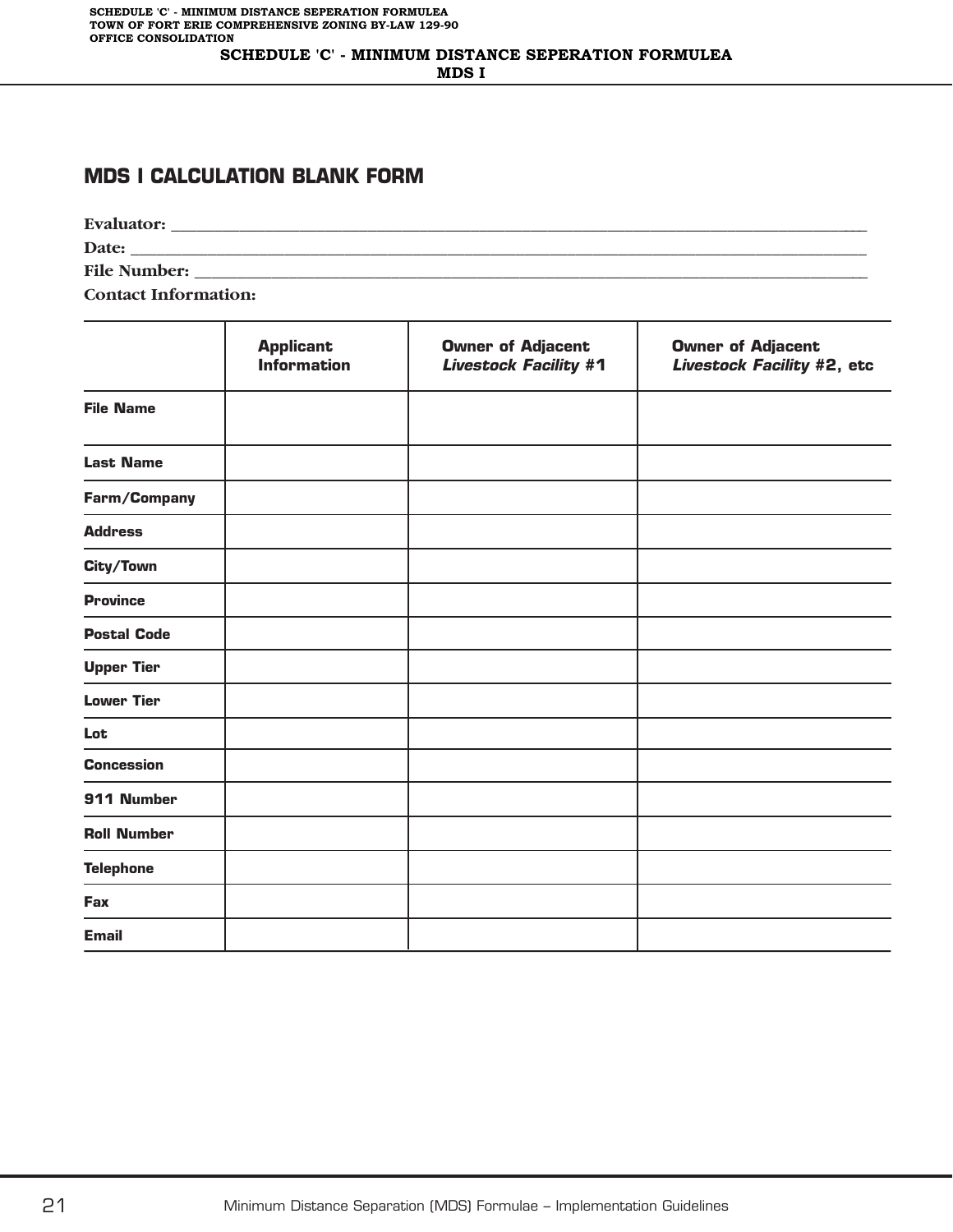# MDS I CALCULATION BLANK FORM

**Evaluator:** ____________________________________________

**Date:** ____________________________________________

**File Number:** ____________________________________________

**Contact Information:**

| | Applicant Information | Owner of Adjacent *Livestock Facility* #1 | Owner of Adjacent *Livestock Facility* #2, etc |
|---|---|---|---|
| **File Name** | | | |
| **Last Name** | | | |
| **Farm/Company** | | | |
| **Address** | | | |
| **City/Town** | | | |
| **Province** | | | |
| **Postal Code** | | | |
| **Upper Tier** | | | |
| **Lower Tier** | | | |
| **Lot** | | | |
| **Concession** | | | |
| **911 Number** | | | |
| **Roll Number** | | | |
| **Telephone** | | | |
| **Fax** | | | |
| **Email** | | | |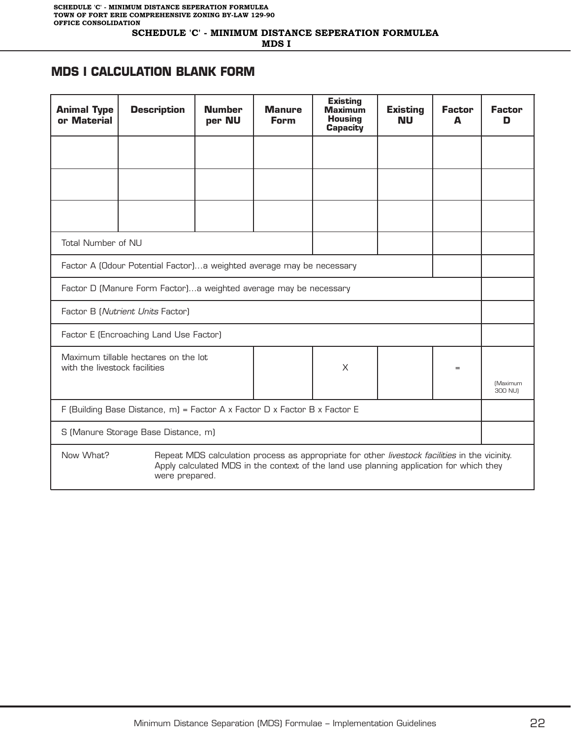## MDS I CALCULATION BLANK FORM

| Animal Type or Material | Description | Number per NU | Manure Form | Existing Maximum Housing Capacity | Existing NU | Factor A | Factor D |
|---|---|---|---|---|---|---|---|
| | | | | | | | |
| | | | | | | | |
| | | | | | | | |
| Total Number of NU | | | | | | | |
| Factor A (Odour Potential Factor)…a weighted average may be necessary | | | | | | | |
| Factor D (Manure Form Factor)…a weighted average may be necessary | | | | | | | |
| Factor B (*Nutrient Units* Factor) | | | | | | | |
| Factor E (Encroaching Land Use Factor) | | | | | | | |
| Maximum tillable hectares on the lot with the livestock facilities | | | | X | | = | (Maximum 300 NU) |
| F (Building Base Distance, m) = Factor A x Factor D x Factor B x Factor E | | | | | | | |
| S (Manure Storage Base Distance, m) | | | | | | | |
| Now What? | Repeat MDS calculation process as appropriate for other *livestock facilities* in the vicinity. Apply calculated MDS in the context of the land use planning application for which they were prepared. | | | | | | |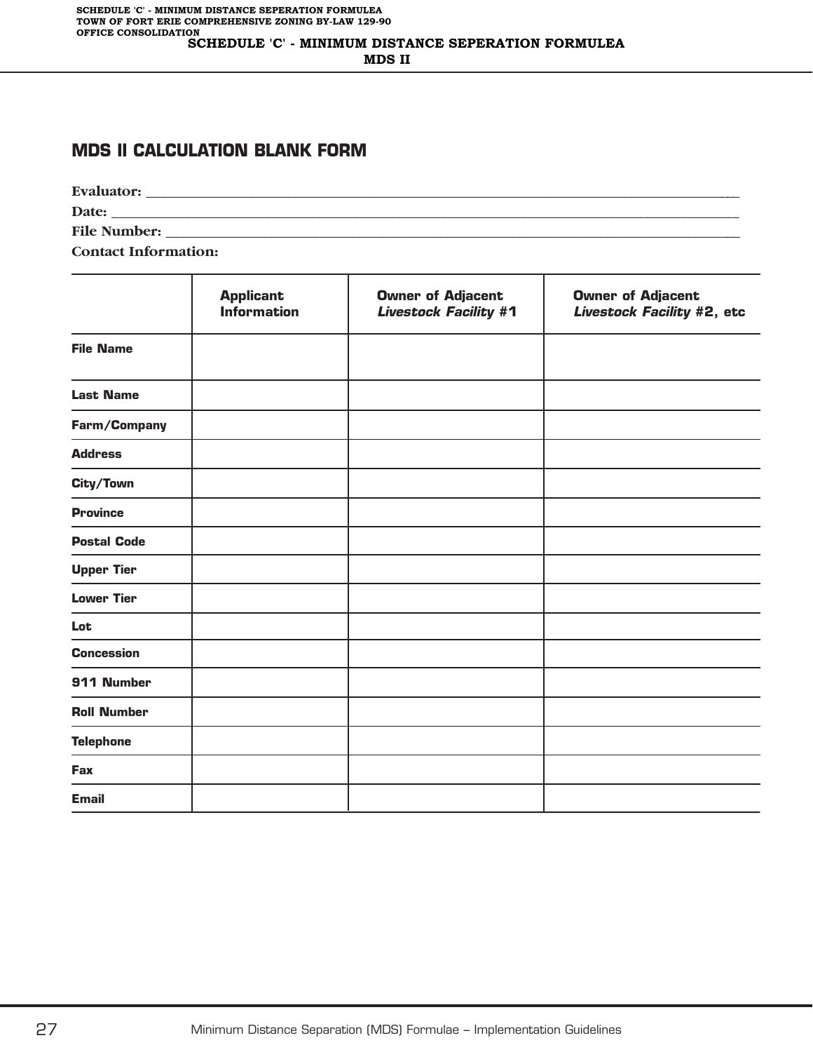# SCHEDULE 'C' - MINIMUM DISTANCE SEPERATION FORMULEA

## MDS II

## MDS II CALCULATION BLANK FORM

**Evaluator:** \_\_\_\_\_\_\_\_\_\_\_\_\_\_\_\_\_\_\_\_\_\_\_\_\_\_\_\_\_\_\_\_\_\_\_\_\_\_\_\_

**Date:** \_\_\_\_\_\_\_\_\_\_\_\_\_\_\_\_\_\_\_\_\_\_\_\_\_\_\_\_\_\_\_\_\_\_\_\_\_\_\_\_

**File Number:** \_\_\_\_\_\_\_\_\_\_\_\_\_\_\_\_\_\_\_\_\_\_\_\_\_\_\_\_\_\_\_\_\_\_\_\_\_\_\_\_

**Contact Information:**

| | **Applicant Information** | **Owner of Adjacent *Livestock Facility* #1** | **Owner of Adjacent *Livestock Facility* #2, etc** |
|---|---|---|---|
| **File Name** | | | |
| **Last Name** | | | |
| **Farm/Company** | | | |
| **Address** | | | |
| **City/Town** | | | |
| **Province** | | | |
| **Postal Code** | | | |
| **Upper Tier** | | | |
| **Lower Tier** | | | |
| **Lot** | | | |
| **Concession** | | | |
| **911 Number** | | | |
| **Roll Number** | | | |
| **Telephone** | | | |
| **Fax** | | | |
| **Email** | | | |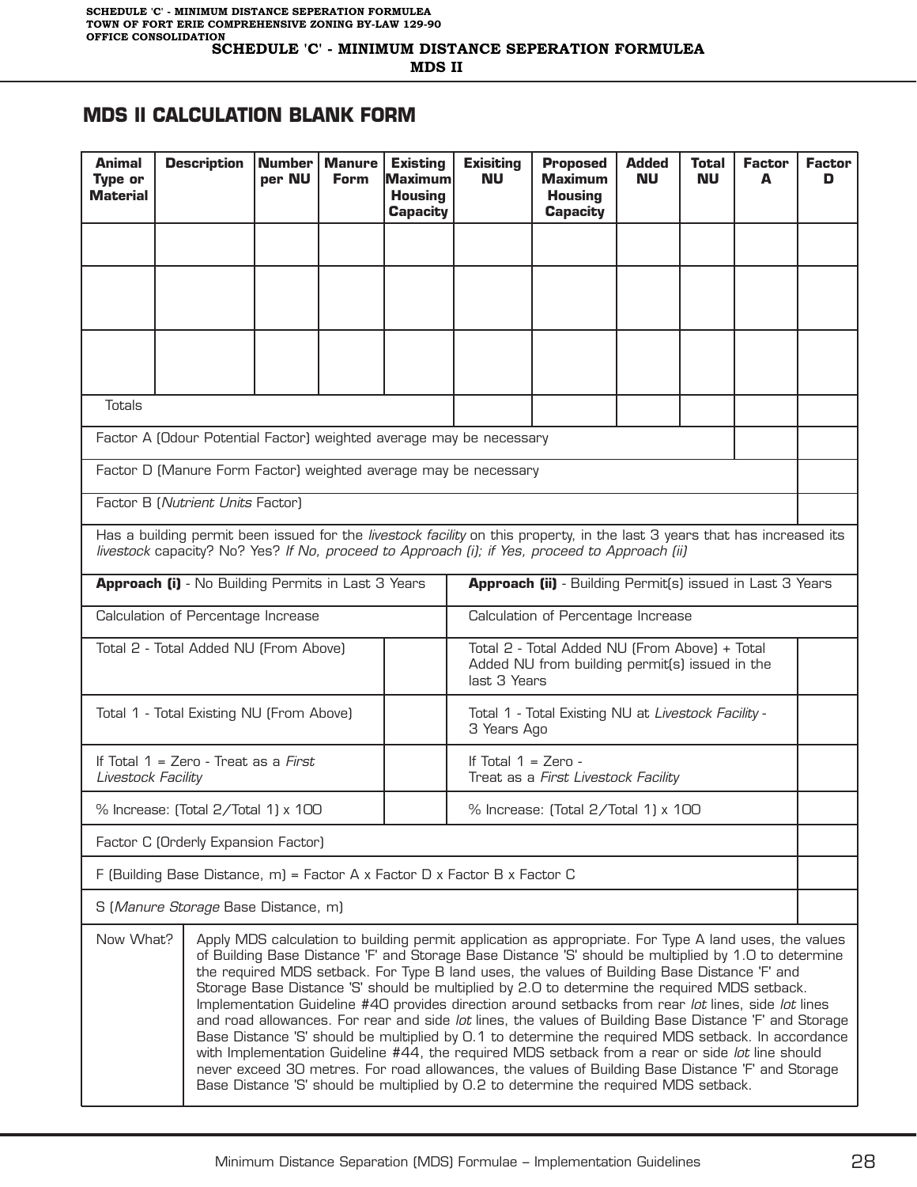# SCHEDULE 'C' - MINIMUM DISTANCE SEPERATION FORMULEA

## MDS II

## MDS II CALCULATION BLANK FORM

| Animal Type or Material | Description | Number per NU | Manure Form | Existing Maximum Housing Capacity | Exisiting NU | Proposed Maximum Housing Capacity | Added NU | Total NU | Factor A | Factor D |
|---|---|---|---|---|---|---|---|---|---|---|
| | | | | | | | | | | |
| | | | | | | | | | | |
| | | | | | | | | | | |
| Totals | | | | | | | | | | |
| Factor A (Odour Potential Factor) weighted average may be necessary | | | | | | | | | | |
| Factor D (Manure Form Factor) weighted average may be necessary | | | | | | | | | | |
| Factor B (*Nutrient Units* Factor) | | | | | | | | | | |

Has a building permit been issued for the *livestock facility* on this property, in the last 3 years that has increased its *livestock* capacity? No? Yes? *If No, proceed to Approach (i); if Yes, proceed to Approach (ii)*

| **Approach (i)** - No Building Permits in Last 3 Years | | **Approach (ii)** - Building Permit(s) issued in Last 3 Years | |
|---|---|---|---|
| Calculation of Percentage Increase | | Calculation of Percentage Increase | |
| Total 2 - Total Added NU (From Above) | | Total 2 - Total Added NU (From Above) + Total Added NU from building permit(s) issued in the last 3 Years | |
| Total 1 - Total Existing NU (From Above) | | Total 1 - Total Existing NU at *Livestock Facility* - 3 Years Ago | |
| If Total 1 = Zero - Treat as a *First Livestock Facility* | | If Total 1 = Zero - Treat as a *First Livestock Facility* | |
| % Increase: (Total 2/Total 1) x 100 | | % Increase: (Total 2/Total 1) x 100 | |

| | |
|---|---|
| Factor C (Orderly Expansion Factor) | |
| F (Building Base Distance, m) = Factor A x Factor D x Factor B x Factor C | |
| S (*Manure Storage* Base Distance, m) | |

| Now What? | Apply MDS calculation to building permit application as appropriate. For Type A land uses, the values of Building Base Distance 'F' and Storage Base Distance 'S' should be multiplied by 1.0 to determine the required MDS setback. For Type B land uses, the values of Building Base Distance 'F' and Storage Base Distance 'S' should be multiplied by 2.0 to determine the required MDS setback. Implementation Guideline #40 provides direction around setbacks from rear *lot* lines, side *lot* lines and road allowances. For rear and side *lot* lines, the values of Building Base Distance 'F' and Storage Base Distance 'S' should be multiplied by 0.1 to determine the required MDS setback. In accordance with Implementation Guideline #44, the required MDS setback from a rear or side *lot* line should never exceed 30 metres. For road allowances, the values of Building Base Distance 'F' and Storage Base Distance 'S' should be multiplied by 0.2 to determine the required MDS setback. |
|---|---|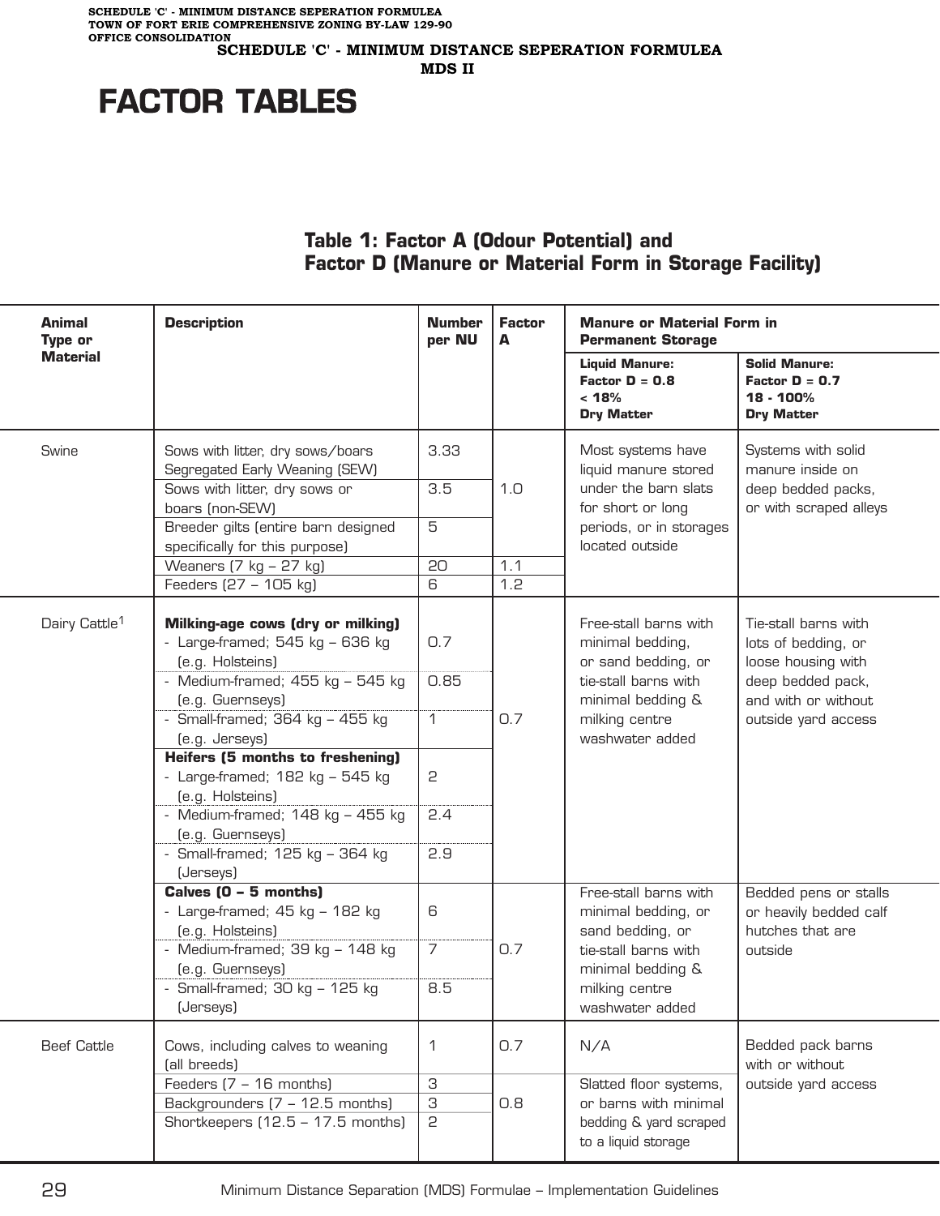## SCHEDULE 'C' - MINIMUM DISTANCE SEPERATION FORMULEA
## MDS II

# FACTOR TABLES

### Table 1: Factor A (Odour Potential) and Factor D (Manure or Material Form in Storage Facility)

| Animal Type or Material | Description | Number per NU | Factor A | Manure or Material Form in Permanent Storage | |
|---|---|---|---|---|---|
| | | | | **Liquid Manure: Factor D = 0.8 < 18% Dry Matter** | **Solid Manure: Factor D = 0.7 18 - 100% Dry Matter** |
| Swine | Sows with litter, dry sows/boars Segregated Early Weaning (SEW) | 3.33 | 1.0 | Most systems have liquid manure stored under the barn slats for short or long periods, or in storages located outside | Systems with solid manure inside on deep bedded packs, or with scraped alleys |
| | Sows with litter, dry sows or boars (non-SEW) | 3.5 | | | |
| | Breeder gilts (entire barn designed specifically for this purpose) | 5 | | | |
| | Weaners (7 kg – 27 kg) | 20 | 1.1 | | |
| | Feeders (27 – 105 kg) | 6 | 1.2 | | |
| Dairy Cattle[1] | **Milking-age cows (dry or milking)** | | 0.7 | Free-stall barns with minimal bedding, or sand bedding, or tie-stall barns with minimal bedding & milking centre washwater added | Tie-stall barns with lots of bedding, or loose housing with deep bedded pack, and with or without outside yard access |
| | - Large-framed; 545 kg – 636 kg (e.g. Holsteins) | 0.7 | | | |
| | - Medium-framed; 455 kg – 545 kg (e.g. Guernseys) | 0.85 | | | |
| | - Small-framed; 364 kg – 455 kg (e.g. Jerseys) | 1 | | | |
| | **Heifers (5 months to freshening)** | | | | |
| | - Large-framed; 182 kg – 545 kg (e.g. Holsteins) | 2 | | | |
| | - Medium-framed; 148 kg – 455 kg (e.g. Guernseys) | 2.4 | | | |
| | - Small-framed; 125 kg – 364 kg (Jerseys) | 2.9 | | | |
| | **Calves (0 – 5 months)** | | 0.7 | Free-stall barns with minimal bedding, or sand bedding, or tie-stall barns with minimal bedding & milking centre washwater added | Bedded pens or stalls or heavily bedded calf hutches that are outside |
| | - Large-framed; 45 kg – 182 kg (e.g. Holsteins) | 6 | | | |
| | - Medium-framed; 39 kg – 148 kg (e.g. Guernseys) | 7 | | | |
| | - Small-framed; 30 kg – 125 kg (Jerseys) | 8.5 | | | |
| Beef Cattle | Cows, including calves to weaning (all breeds) | 1 | 0.7 | N/A | Bedded pack barns with or without outside yard access |
| | Feeders (7 – 16 months) | 3 | 0.8 | Slatted floor systems, or barns with minimal bedding & yard scraped to a liquid storage | |
| | Backgrounders (7 – 12.5 months) | 3 | | | |
| | Shortkeepers (12.5 – 17.5 months) | 2 | | | |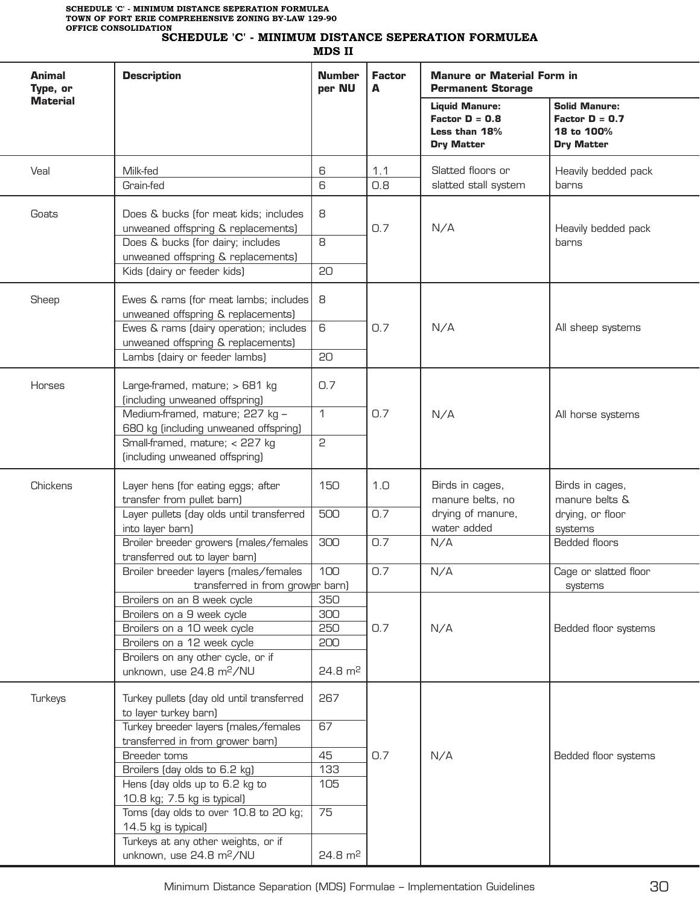# SCHEDULE 'C' - MINIMUM DISTANCE SEPERATION FORMULEA

## MDS II

| Animal Type, or Material | Description | Number per NU | Factor A | Manure or Material Form in Permanent Storage | |
|---|---|---|---|---|---|
| | | | | **Liquid Manure: Factor D = 0.8 Less than 18% Dry Matter** | **Solid Manure: Factor D = 0.7 18 to 100% Dry Matter** |
| Veal | Milk-fed | 6 | 1.1 | Slatted floors or slatted stall system | Heavily bedded pack barns |
| | Grain-fed | 6 | 0.8 | | |
| Goats | Does & bucks (for meat kids; includes unweaned offspring & replacements) | 8 | 0.7 | N/A | Heavily bedded pack barns |
| | Does & bucks (for dairy; includes unweaned offspring & replacements) | 8 | | | |
| | Kids (dairy or feeder kids) | 20 | | | |
| Sheep | Ewes & rams (for meat lambs; includes unweaned offspring & replacements) | 8 | 0.7 | N/A | All sheep systems |
| | Ewes & rams (dairy operation; includes unweaned offspring & replacements) | 6 | | | |
| | Lambs (dairy or feeder lambs) | 20 | | | |
| Horses | Large-framed, mature; > 681 kg (including unweaned offspring) | 0.7 | 0.7 | N/A | All horse systems |
| | Medium-framed, mature; 227 kg – 680 kg (including unweaned offspring) | 1 | | | |
| | Small-framed, mature; < 227 kg (including unweaned offspring) | 2 | | | |
| Chickens | Layer hens (for eating eggs; after transfer from pullet barn) | 150 | 1.0 | Birds in cages, manure belts, no drying of manure, water added | Birds in cages, manure belts & drying, or floor systems |
| | Layer pullets (day olds until transferred into layer barn) | 500 | 0.7 | | |
| | Broiler breeder growers (males/females transferred out to layer barn) | 300 | 0.7 | N/A | Bedded floors |
| | Broiler breeder layers (males/females transferred in from grower barn) | 100 | 0.7 | N/A | Cage or slatted floor systems |
| | Broilers on an 8 week cycle | 350 | 0.7 | N/A | Bedded floor systems |
| | Broilers on a 9 week cycle | 300 | | | |
| | Broilers on a 10 week cycle | 250 | | | |
| | Broilers on a 12 week cycle | 200 | | | |
| | Broilers on any other cycle, or if unknown, use 24.8 $m^2$/NU | 24.8 $m^2$ | | | |
| Turkeys | Turkey pullets (day old until transferred to layer turkey barn) | 267 | 0.7 | N/A | Bedded floor systems |
| | Turkey breeder layers (males/females transferred in from grower barn) | 67 | | | |
| | Breeder toms | 45 | | | |
| | Broilers (day olds to 6.2 kg) | 133 | | | |
| | Hens (day olds up to 6.2 kg to 10.8 kg; 7.5 kg is typical) | 105 | | | |
| | Toms (day olds to over 10.8 to 20 kg; 14.5 kg is typical) | 75 | | | |
| | Turkeys at any other weights, or if unknown, use 24.8 $m^2$/NU | 24.8 $m^2$ | | | |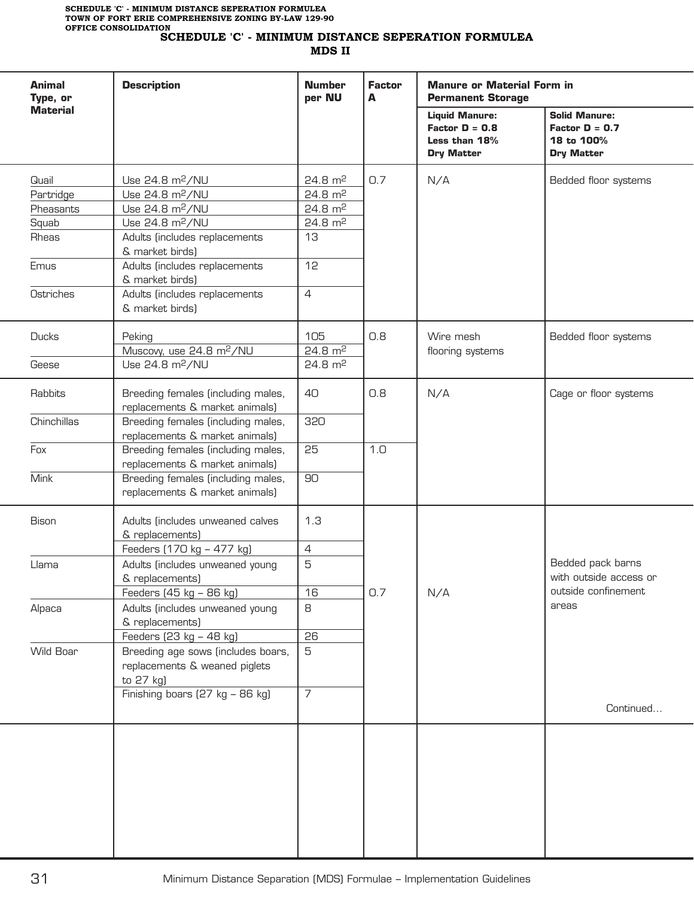# SCHEDULE 'C' - MINIMUM DISTANCE SEPERATION FORMULEA

## MDS II

| Animal Type, or Material | Description | Number per NU | Factor A | Manure or Material Form in Permanent Storage | |
|---|---|---|---|---|---|
| | | | | **Liquid Manure: Factor D = 0.8 Less than 18% Dry Matter** | **Solid Manure: Factor D = 0.7 18 to 100% Dry Matter** |
| Quail | Use 24.8 $m^2$/NU | 24.8 $m^2$ | 0.7 | N/A | Bedded floor systems |
| Partridge | Use 24.8 $m^2$/NU | 24.8 $m^2$ | | | |
| Pheasants | Use 24.8 $m^2$/NU | 24.8 $m^2$ | | | |
| Squab | Use 24.8 $m^2$/NU | 24.8 $m^2$ | | | |
| Rheas | Adults (includes replacements & market birds) | 13 | | | |
| Emus | Adults (includes replacements & market birds) | 12 | | | |
| Ostriches | Adults (includes replacements & market birds) | 4 | | | |
| Ducks | Peking | 105 | 0.8 | Wire mesh flooring systems | Bedded floor systems |
| | Muscovy, use 24.8 $m^2$/NU | 24.8 $m^2$ | | | |
| Geese | Use 24.8 $m^2$/NU | 24.8 $m^2$ | | | |
| Rabbits | Breeding females (including males, replacements & market animals) | 40 | 0.8 | N/A | Cage or floor systems |
| Chinchillas | Breeding females (including males, replacements & market animals) | 320 | | | |
| Fox | Breeding females (including males, replacements & market animals) | 25 | 1.0 | | |
| Mink | Breeding females (including males, replacements & market animals) | 90 | | | |
| Bison | Adults (includes unweaned calves & replacements) | 1.3 | 0.7 | N/A | Bedded pack barns with outside access or outside confinement areas |
| | Feeders (170 kg – 477 kg) | 4 | | | |
| Llama | Adults (includes unweaned young & replacements) | 5 | | | |
| | Feeders (45 kg – 86 kg) | 16 | | | |
| Alpaca | Adults (includes unweaned young & replacements) | 8 | | | |
| | Feeders (23 kg – 48 kg) | 26 | | | |
| Wild Boar | Breeding age sows (includes boars, replacements & weaned piglets to 27 kg) | 5 | | | |
| | Finishing boars (27 kg – 86 kg) | 7 | | | |

Continued…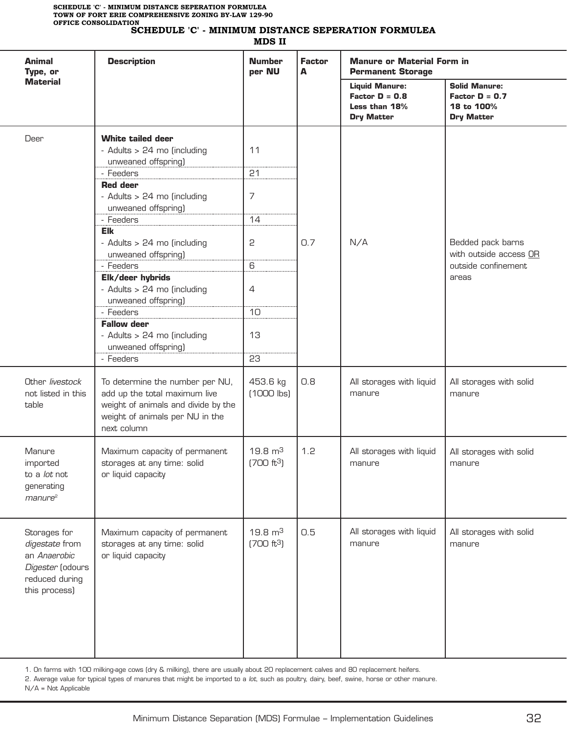SCHEDULE 'C' - MINIMUM DISTANCE SEPERATION FORMULEA
TOWN OF FORT ERIE COMPREHENSIVE ZONING BY-LAW 129-90
OFFICE CONSOLIDATION

## SCHEDULE 'C' - MINIMUM DISTANCE SEPERATION FORMULEA

### MDS II

| Animal Type, or Material | Description | Number per NU | Factor A | Manure or Material Form in Permanent Storage | |
|---|---|---|---|---|---|
| | | | | **Liquid Manure: Factor D = 0.8 Less than 18% Dry Matter** | **Solid Manure: Factor D = 0.7 18 to 100% Dry Matter** |
| Deer | **White tailed deer** - Adults > 24 mo (including unweaned offspring) | 11 | 0.7 | N/A | Bedded pack barns with outside access OR outside confinement areas |
| | - Feeders | 21 | | | |
| | **Red deer** - Adults > 24 mo (including unweaned offspring) | 7 | | | |
| | - Feeders | 14 | | | |
| | **Elk** - Adults > 24 mo (including unweaned offspring) | 2 | | | |
| | - Feeders | 6 | | | |
| | **Elk/deer hybrids** - Adults > 24 mo (including unweaned offspring) | 4 | | | |
| | - Feeders | 10 | | | |
| | **Fallow deer** - Adults > 24 mo (including unweaned offspring) | 13 | | | |
| | - Feeders | 23 | | | |
| Other *livestock* not listed in this table | To determine the number per NU, add up the total maximum live weight of animals and divide by the weight of animals per NU in the next column | 453.6 kg (1000 lbs) | 0.8 | All storages with liquid manure | All storages with solid manure |
| Manure imported to a *lot* not generating *manure*[2] | Maximum capacity of permanent storages at any time: solid or liquid capacity | 19.8 $m^3$ (700 $ft^3$) | 1.2 | All storages with liquid manure | All storages with solid manure |
| Storages for *digestate* from an *Anaerobic Digester* (odours reduced during this process) | Maximum capacity of permanent storages at any time: solid or liquid capacity | 19.8 $m^3$ (700 $ft^3$) | 0.5 | All storages with liquid manure | All storages with solid manure |

1. On farms with 100 milking-age cows (dry & milking), there are usually about 20 replacement calves and 80 replacement heifers.
2. Average value for typical types of manures that might be imported to a *lot*, such as poultry, dairy, beef, swine, horse or other manure.

N/A = Not Applicable

Minimum Distance Separation (MDS) Formulae – Implementation Guidelines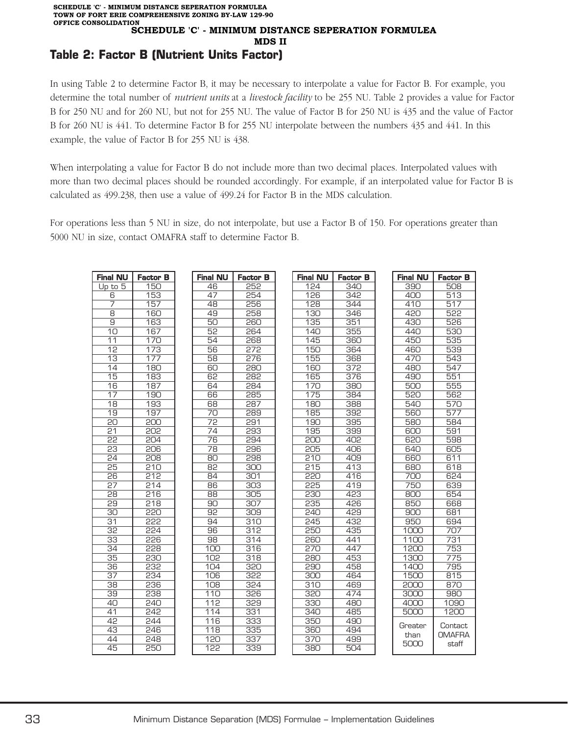# SCHEDULE 'C' - MINIMUM DISTANCE SEPERATION FORMULEA
## MDS II

## Table 2: Factor B (Nutrient Units Factor)

In using Table 2 to determine Factor B, it may be necessary to interpolate a value for Factor B. For example, you determine the total number of *nutrient units* at a *livestock facility* to be 255 NU. Table 2 provides a value for Factor B for 250 NU and for 260 NU, but not for 255 NU. The value of Factor B for 250 NU is 435 and the value of Factor B for 260 NU is 441. To determine Factor B for 255 NU interpolate between the numbers 435 and 441. In this example, the value of Factor B for 255 NU is 438.

When interpolating a value for Factor B do not include more than two decimal places. Interpolated values with more than two decimal places should be rounded accordingly. For example, if an interpolated value for Factor B is calculated as 499.238, then use a value of 499.24 for Factor B in the MDS calculation.

For operations less than 5 NU in size, do not interpolate, but use a Factor B of 150. For operations greater than 5000 NU in size, contact OMAFRA staff to determine Factor B.

| Final NU | Factor B | Final NU | Factor B | Final NU | Factor B | Final NU | Factor B |
|---|---|---|---|---|---|---|---|
| Up to 5 | 150 | 46 | 252 | 124 | 340 | 390 | 508 |
| 6 | 153 | 47 | 254 | 126 | 342 | 400 | 513 |
| 7 | 157 | 48 | 256 | 128 | 344 | 410 | 517 |
| 8 | 160 | 49 | 258 | 130 | 346 | 420 | 522 |
| 9 | 163 | 50 | 260 | 135 | 351 | 430 | 526 |
| 10 | 167 | 52 | 264 | 140 | 355 | 440 | 530 |
| 11 | 170 | 54 | 268 | 145 | 360 | 450 | 535 |
| 12 | 173 | 56 | 272 | 150 | 364 | 460 | 539 |
| 13 | 177 | 58 | 276 | 155 | 368 | 470 | 543 |
| 14 | 180 | 60 | 280 | 160 | 372 | 480 | 547 |
| 15 | 183 | 62 | 282 | 165 | 376 | 490 | 551 |
| 16 | 187 | 64 | 284 | 170 | 380 | 500 | 555 |
| 17 | 190 | 66 | 285 | 175 | 384 | 520 | 562 |
| 18 | 193 | 68 | 287 | 180 | 388 | 540 | 570 |
| 19 | 197 | 70 | 289 | 185 | 392 | 560 | 577 |
| 20 | 200 | 72 | 291 | 190 | 395 | 580 | 584 |
| 21 | 202 | 74 | 293 | 195 | 399 | 600 | 591 |
| 22 | 204 | 76 | 294 | 200 | 402 | 620 | 598 |
| 23 | 206 | 78 | 296 | 205 | 406 | 640 | 605 |
| 24 | 208 | 80 | 298 | 210 | 409 | 660 | 611 |
| 25 | 210 | 82 | 300 | 215 | 413 | 680 | 618 |
| 26 | 212 | 84 | 301 | 220 | 416 | 700 | 624 |
| 27 | 214 | 86 | 303 | 225 | 419 | 750 | 639 |
| 28 | 216 | 88 | 305 | 230 | 423 | 800 | 654 |
| 29 | 218 | 90 | 307 | 235 | 426 | 850 | 668 |
| 30 | 220 | 92 | 309 | 240 | 429 | 900 | 681 |
| 31 | 222 | 94 | 310 | 245 | 432 | 950 | 694 |
| 32 | 224 | 96 | 312 | 250 | 435 | 1000 | 707 |
| 33 | 226 | 98 | 314 | 260 | 441 | 1100 | 731 |
| 34 | 228 | 100 | 316 | 270 | 447 | 1200 | 753 |
| 35 | 230 | 102 | 318 | 280 | 453 | 1300 | 775 |
| 36 | 232 | 104 | 320 | 290 | 458 | 1400 | 795 |
| 37 | 234 | 106 | 322 | 300 | 464 | 1500 | 815 |
| 38 | 236 | 108 | 324 | 310 | 469 | 2000 | 870 |
| 39 | 238 | 110 | 326 | 320 | 474 | 3000 | 980 |
| 40 | 240 | 112 | 329 | 330 | 480 | 4000 | 1090 |
| 41 | 242 | 114 | 331 | 340 | 485 | 5000 | 1200 |
| 42 | 244 | 116 | 333 | 350 | 490 | Greater than 5000 | Contact OMAFRA staff |
| 43 | 246 | 118 | 335 | 360 | 494 | | |
| 44 | 248 | 120 | 337 | 370 | 499 | | |
| 45 | 250 | 122 | 339 | 380 | 504 | | |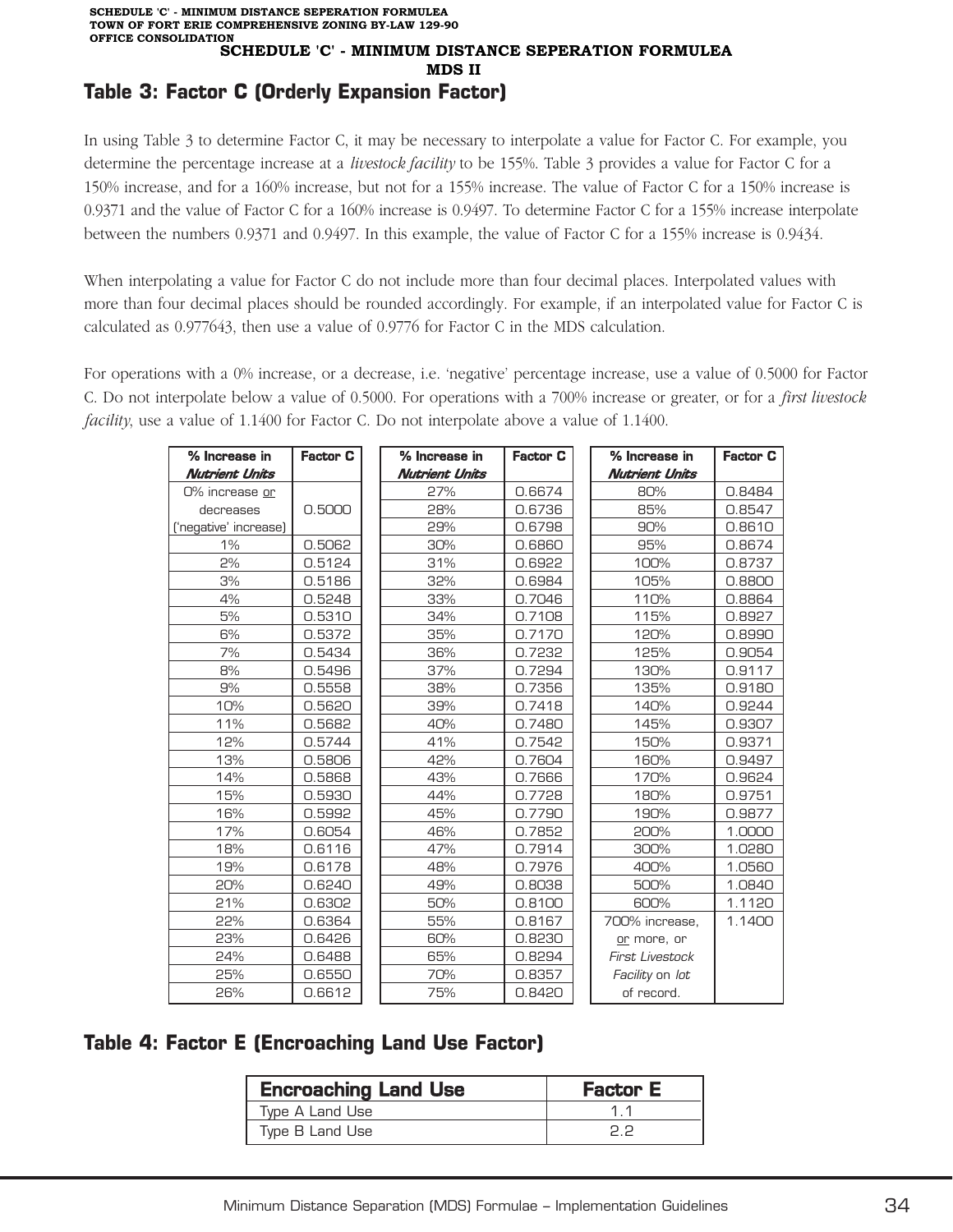SCHEDULE 'C' - MINIMUM DISTANCE SEPERATION FORMULEA
TOWN OF FORT ERIE COMPREHENSIVE ZONING BY-LAW 129-90
OFFICE CONSOLIDATION

# SCHEDULE 'C' - MINIMUM DISTANCE SEPERATION FORMULEA
# MDS II

## Table 3: Factor C (Orderly Expansion Factor)

In using Table 3 to determine Factor C, it may be necessary to interpolate a value for Factor C. For example, you determine the percentage increase at a *livestock facility* to be 155%. Table 3 provides a value for Factor C for a 150% increase, and for a 160% increase, but not for a 155% increase. The value of Factor C for a 150% increase is 0.9371 and the value of Factor C for a 160% increase is 0.9497. To determine Factor C for a 155% increase interpolate between the numbers 0.9371 and 0.9497. In this example, the value of Factor C for a 155% increase is 0.9434.

When interpolating a value for Factor C do not include more than four decimal places. Interpolated values with more than four decimal places should be rounded accordingly. For example, if an interpolated value for Factor C is calculated as 0.977643, then use a value of 0.9776 for Factor C in the MDS calculation.

For operations with a 0% increase, or a decrease, i.e. 'negative' percentage increase, use a value of 0.5000 for Factor C. Do not interpolate below a value of 0.5000. For operations with a 700% increase or greater, or for a *first livestock facility*, use a value of 1.1400 for Factor C. Do not interpolate above a value of 1.1400.

| % Increase in *Nutrient Units* | Factor C | % Increase in *Nutrient Units* | Factor C | % Increase in *Nutrient Units* | Factor C |
|---|---|---|---|---|---|
| 0% increase or decreases ('negative' increase) | 0.5000 | 27% | 0.6674 | 80% | 0.8484 |
| | | 28% | 0.6736 | 85% | 0.8547 |
| | | 29% | 0.6798 | 90% | 0.8610 |
| 1% | 0.5062 | 30% | 0.6860 | 95% | 0.8674 |
| 2% | 0.5124 | 31% | 0.6922 | 100% | 0.8737 |
| 3% | 0.5186 | 32% | 0.6984 | 105% | 0.8800 |
| 4% | 0.5248 | 33% | 0.7046 | 110% | 0.8864 |
| 5% | 0.5310 | 34% | 0.7108 | 115% | 0.8927 |
| 6% | 0.5372 | 35% | 0.7170 | 120% | 0.8990 |
| 7% | 0.5434 | 36% | 0.7232 | 125% | 0.9054 |
| 8% | 0.5496 | 37% | 0.7294 | 130% | 0.9117 |
| 9% | 0.5558 | 38% | 0.7356 | 135% | 0.9180 |
| 10% | 0.5620 | 39% | 0.7418 | 140% | 0.9244 |
| 11% | 0.5682 | 40% | 0.7480 | 145% | 0.9307 |
| 12% | 0.5744 | 41% | 0.7542 | 150% | 0.9371 |
| 13% | 0.5806 | 42% | 0.7604 | 160% | 0.9497 |
| 14% | 0.5868 | 43% | 0.7666 | 170% | 0.9624 |
| 15% | 0.5930 | 44% | 0.7728 | 180% | 0.9751 |
| 16% | 0.5992 | 45% | 0.7790 | 190% | 0.9877 |
| 17% | 0.6054 | 46% | 0.7852 | 200% | 1.0000 |
| 18% | 0.6116 | 47% | 0.7914 | 300% | 1.0280 |
| 19% | 0.6178 | 48% | 0.7976 | 400% | 1.0560 |
| 20% | 0.6240 | 49% | 0.8038 | 500% | 1.0840 |
| 21% | 0.6302 | 50% | 0.8100 | 600% | 1.1120 |
| 22% | 0.6364 | 55% | 0.8167 | 700% increase, or more, or *First Livestock Facility* on *lot* of record. | 1.1400 |
| 23% | 0.6426 | 60% | 0.8230 | | |
| 24% | 0.6488 | 65% | 0.8294 | | |
| 25% | 0.6550 | 70% | 0.8357 | | |
| 26% | 0.6612 | 75% | 0.8420 | | |

## Table 4: Factor E (Encroaching Land Use Factor)

| Encroaching Land Use | Factor E |
|---|---|
| Type A Land Use | 1.1 |
| Type B Land Use | 2.2 |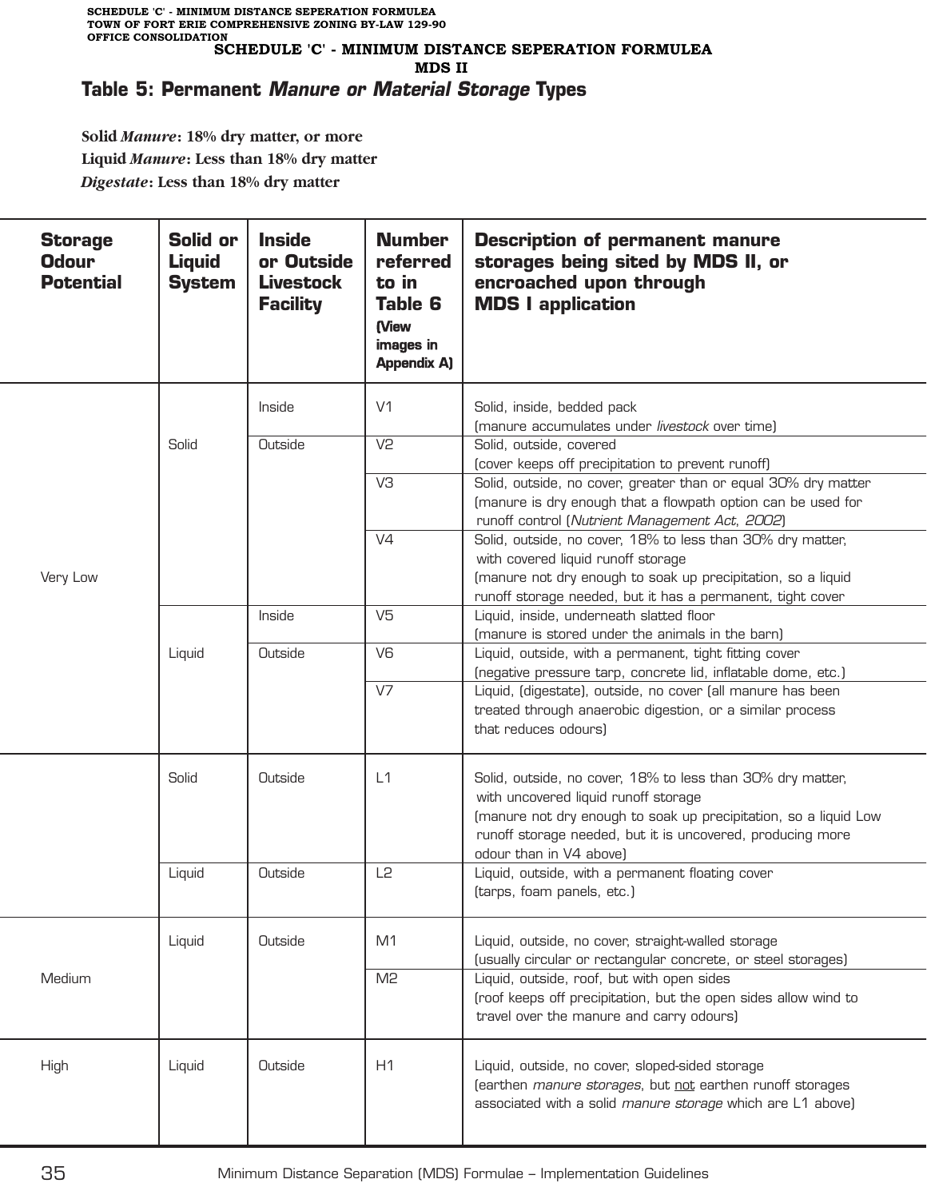SCHEDULE 'C' - MINIMUM DISTANCE SEPERATION FORMULEA
MDS II

## Table 5: Permanent *Manure or Material Storage* Types

**Solid *Manure*: 18% dry matter, or more**
**Liquid *Manure*: Less than 18% dry matter**
***Digestate*: Less than 18% dry matter**

| Storage Odour Potential | Solid or Liquid System | Inside or Outside Livestock Facility | Number referred to in Table 6 (View images in Appendix A) | Description of permanent manure storages being sited by MDS II, or encroached upon through MDS I application |
|---|---|---|---|---|
| Very Low | Solid | Inside | V1 | Solid, inside, bedded pack (manure accumulates under *livestock* over time) |
| | | Outside | V2 | Solid, outside, covered (cover keeps off precipitation to prevent runoff) |
| | | | V3 | Solid, outside, no cover, greater than or equal 30% dry matter (manure is dry enough that a flowpath option can be used for runoff control (*Nutrient Management Act, 2002*) |
| | | | V4 | Solid, outside, no cover, 18% to less than 30% dry matter, with covered liquid runoff storage (manure not dry enough to soak up precipitation, so a liquid runoff storage needed, but it has a permanent, tight cover |
| | Liquid | Inside | V5 | Liquid, inside, underneath slatted floor (manure is stored under the animals in the barn) |
| | | Outside | V6 | Liquid, outside, with a permanent, tight fitting cover (negative pressure tarp, concrete lid, inflatable dome, etc.) |
| | | | V7 | Liquid, (digestate), outside, no cover (all manure has been treated through anaerobic digestion, or a similar process that reduces odours) |
| Low | Solid | Outside | L1 | Solid, outside, no cover, 18% to less than 30% dry matter, with uncovered liquid runoff storage (manure not dry enough to soak up precipitation, so a liquid runoff storage needed, but it is uncovered, producing more odour than in V4 above) |
| | Liquid | Outside | L2 | Liquid, outside, with a permanent floating cover (tarps, foam panels, etc.) |
| Medium | Liquid | Outside | M1 | Liquid, outside, no cover, straight-walled storage (usually circular or rectangular concrete, or steel storages) |
| | | | M2 | Liquid, outside, roof, but with open sides (roof keeps off precipitation, but the open sides allow wind to travel over the manure and carry odours) |
| High | Liquid | Outside | H1 | Liquid, outside, no cover, sloped-sided storage (earthen *manure storages*, but not earthen runoff storages associated with a solid *manure storage* which are L1 above) |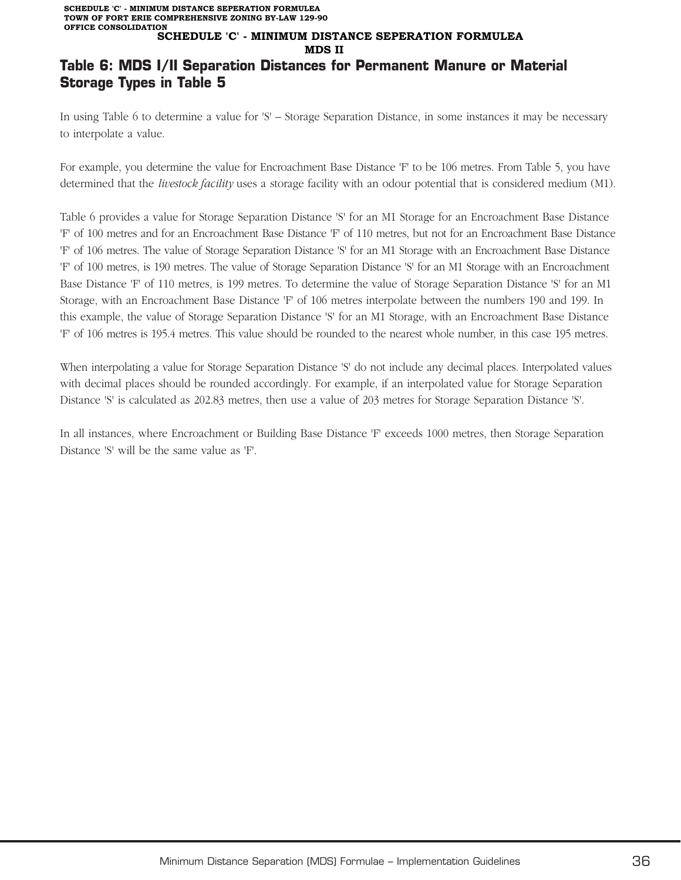## SCHEDULE 'C' - MINIMUM DISTANCE SEPERATION FORMULEA

## MDS II

# Table 6: MDS I/II Separation Distances for Permanent Manure or Material Storage Types in Table 5

In using Table 6 to determine a value for 'S' – Storage Separation Distance, in some instances it may be necessary to interpolate a value.

For example, you determine the value for Encroachment Base Distance 'F' to be 106 metres. From Table 5, you have determined that the *livestock facility* uses a storage facility with an odour potential that is considered medium (M1).

Table 6 provides a value for Storage Separation Distance 'S' for an M1 Storage for an Encroachment Base Distance 'F' of 100 metres and for an Encroachment Base Distance 'F' of 110 metres, but not for an Encroachment Base Distance 'F' of 106 metres. The value of Storage Separation Distance 'S' for an M1 Storage with an Encroachment Base Distance 'F' of 100 metres, is 190 metres. The value of Storage Separation Distance 'S' for an M1 Storage with an Encroachment Base Distance 'F' of 110 metres, is 199 metres. To determine the value of Storage Separation Distance 'S' for an M1 Storage, with an Encroachment Base Distance 'F' of 106 metres interpolate between the numbers 190 and 199. In this example, the value of Storage Separation Distance 'S' for an M1 Storage, with an Encroachment Base Distance 'F' of 106 metres is 195.4 metres. This value should be rounded to the nearest whole number, in this case 195 metres.

When interpolating a value for Storage Separation Distance 'S' do not include any decimal places. Interpolated values with decimal places should be rounded accordingly. For example, if an interpolated value for Storage Separation Distance 'S' is calculated as 202.83 metres, then use a value of 203 metres for Storage Separation Distance 'S'.

In all instances, where Encroachment or Building Base Distance 'F' exceeds 1000 metres, then Storage Separation Distance 'S' will be the same value as 'F'.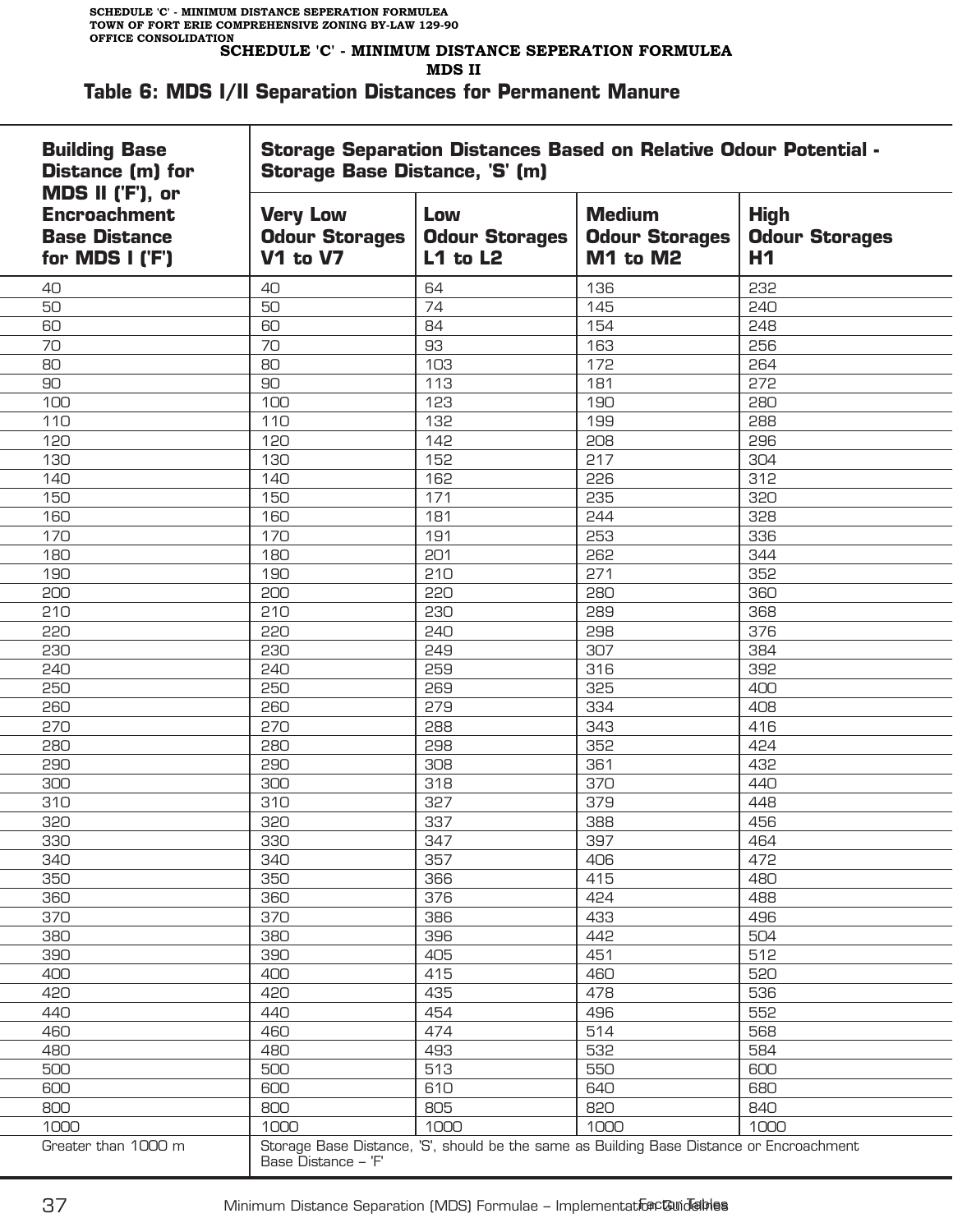# SCHEDULE 'C' - MINIMUM DISTANCE SEPERATION FORMULEA

## MDS II

### Table 6: MDS I/II Separation Distances for Permanent Manure

| Building Base Distance (m) for MDS II ('F'), or Encroachment Base Distance for MDS I ('F') | Storage Separation Distances Based on Relative Odour Potential - Storage Base Distance, 'S' (m) | | | |
|---|---|---|---|---|
| | **Very Low Odour Storages V1 to V7** | **Low Odour Storages L1 to L2** | **Medium Odour Storages M1 to M2** | **High Odour Storages H1** |
| 40 | 40 | 64 | 136 | 232 |
| 50 | 50 | 74 | 145 | 240 |
| 60 | 60 | 84 | 154 | 248 |
| 70 | 70 | 93 | 163 | 256 |
| 80 | 80 | 103 | 172 | 264 |
| 90 | 90 | 113 | 181 | 272 |
| 100 | 100 | 123 | 190 | 280 |
| 110 | 110 | 132 | 199 | 288 |
| 120 | 120 | 142 | 208 | 296 |
| 130 | 130 | 152 | 217 | 304 |
| 140 | 140 | 162 | 226 | 312 |
| 150 | 150 | 171 | 235 | 320 |
| 160 | 160 | 181 | 244 | 328 |
| 170 | 170 | 191 | 253 | 336 |
| 180 | 180 | 201 | 262 | 344 |
| 190 | 190 | 210 | 271 | 352 |
| 200 | 200 | 220 | 280 | 360 |
| 210 | 210 | 230 | 289 | 368 |
| 220 | 220 | 240 | 298 | 376 |
| 230 | 230 | 249 | 307 | 384 |
| 240 | 240 | 259 | 316 | 392 |
| 250 | 250 | 269 | 325 | 400 |
| 260 | 260 | 279 | 334 | 408 |
| 270 | 270 | 288 | 343 | 416 |
| 280 | 280 | 298 | 352 | 424 |
| 290 | 290 | 308 | 361 | 432 |
| 300 | 300 | 318 | 370 | 440 |
| 310 | 310 | 327 | 379 | 448 |
| 320 | 320 | 337 | 388 | 456 |
| 330 | 330 | 347 | 397 | 464 |
| 340 | 340 | 357 | 406 | 472 |
| 350 | 350 | 366 | 415 | 480 |
| 360 | 360 | 376 | 424 | 488 |
| 370 | 370 | 386 | 433 | 496 |
| 380 | 380 | 396 | 442 | 504 |
| 390 | 390 | 405 | 451 | 512 |
| 400 | 400 | 415 | 460 | 520 |
| 420 | 420 | 435 | 478 | 536 |
| 440 | 440 | 454 | 496 | 552 |
| 460 | 460 | 474 | 514 | 568 |
| 480 | 480 | 493 | 532 | 584 |
| 500 | 500 | 513 | 550 | 600 |
| 600 | 600 | 610 | 640 | 680 |
| 800 | 800 | 805 | 820 | 840 |
| 1000 | 1000 | 1000 | 1000 | 1000 |
| Greater than 1000 m | Storage Base Distance, 'S', should be the same as Building Base Distance or Encroachment Base Distance – 'F' | | | |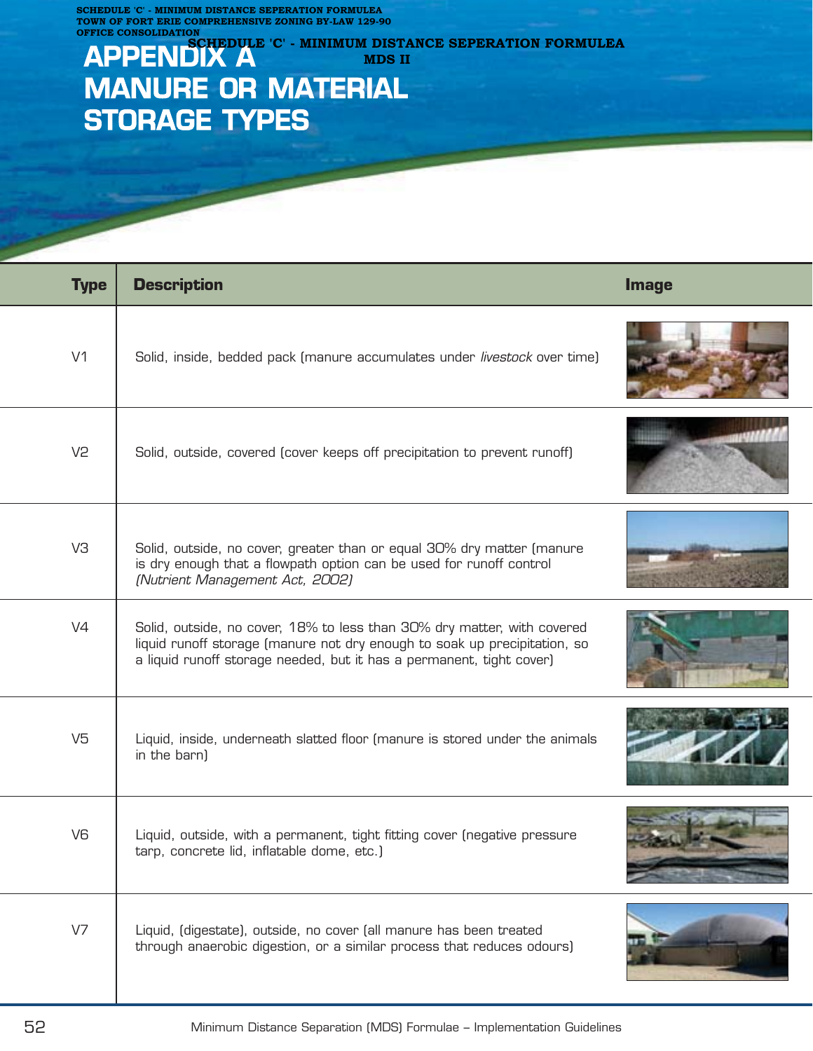SCHEDULE 'C' - MINIMUM DISTANCE SEPERATION FORMULEA
TOWN OF FORT ERIE COMPREHENSIVE ZONING BY-LAW 129-90
OFFICE CONSOLIDATION

SCHEDULE 'C' - MINIMUM DISTANCE SEPERATION FORMULEA
MDS II

# APPENDIX A MANURE OR MATERIAL STORAGE TYPES

| Type | Description | Image |
|---|---|---|
| V1 | Solid, inside, bedded pack (manure accumulates under *livestock* over time) | |
| V2 | Solid, outside, covered (cover keeps off precipitation to prevent runoff) | |
| V3 | Solid, outside, no cover, greater than or equal 30% dry matter (manure is dry enough that a flowpath option can be used for runoff control *(Nutrient Management Act, 2002)* | |
| V4 | Solid, outside, no cover, 18% to less than 30% dry matter, with covered liquid runoff storage (manure not dry enough to soak up precipitation, so a liquid runoff storage needed, but it has a permanent, tight cover) | |
| V5 | Liquid, inside, underneath slatted floor (manure is stored under the animals in the barn) | |
| V6 | Liquid, outside, with a permanent, tight fitting cover (negative pressure tarp, concrete lid, inflatable dome, etc.) | |
| V7 | Liquid, (digestate), outside, no cover (all manure has been treated through anaerobic digestion, or a similar process that reduces odours) | |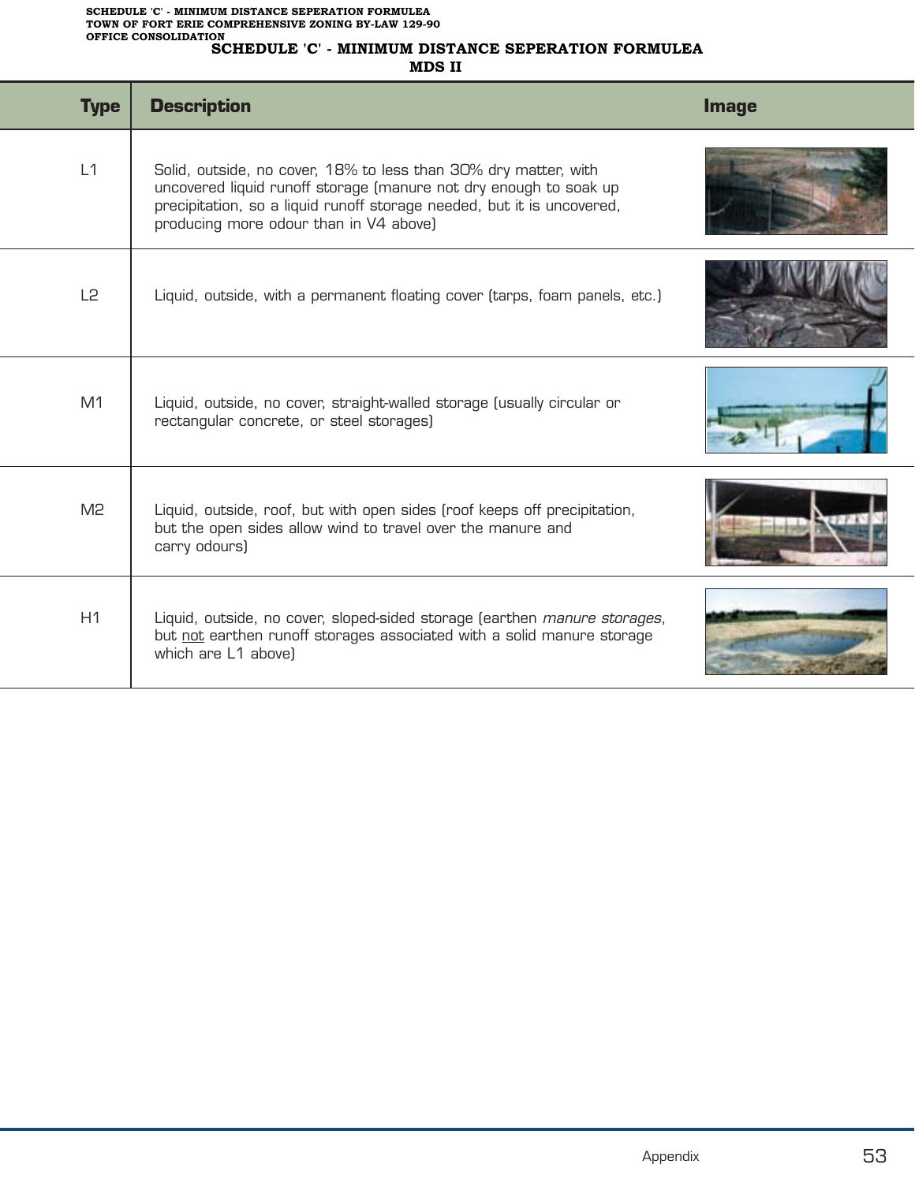## SCHEDULE 'C' - MINIMUM DISTANCE SEPERATION FORMULEA

### MDS II

| Type | Description | Image |
|---|---|---|
| L1 | Solid, outside, no cover, 18% to less than 30% dry matter, with uncovered liquid runoff storage (manure not dry enough to soak up precipitation, so a liquid runoff storage needed, but it is uncovered, producing more odour than in V4 above) | |
| L2 | Liquid, outside, with a permanent floating cover (tarps, foam panels, etc.) | |
| M1 | Liquid, outside, no cover, straight-walled storage (usually circular or rectangular concrete, or steel storages) | |
| M2 | Liquid, outside, roof, but with open sides (roof keeps off precipitation, but the open sides allow wind to travel over the manure and carry odours) | |
| H1 | Liquid, outside, no cover, sloped-sided storage (earthen *manure storages*, but not earthen runoff storages associated with a solid manure storage which are L1 above) | |